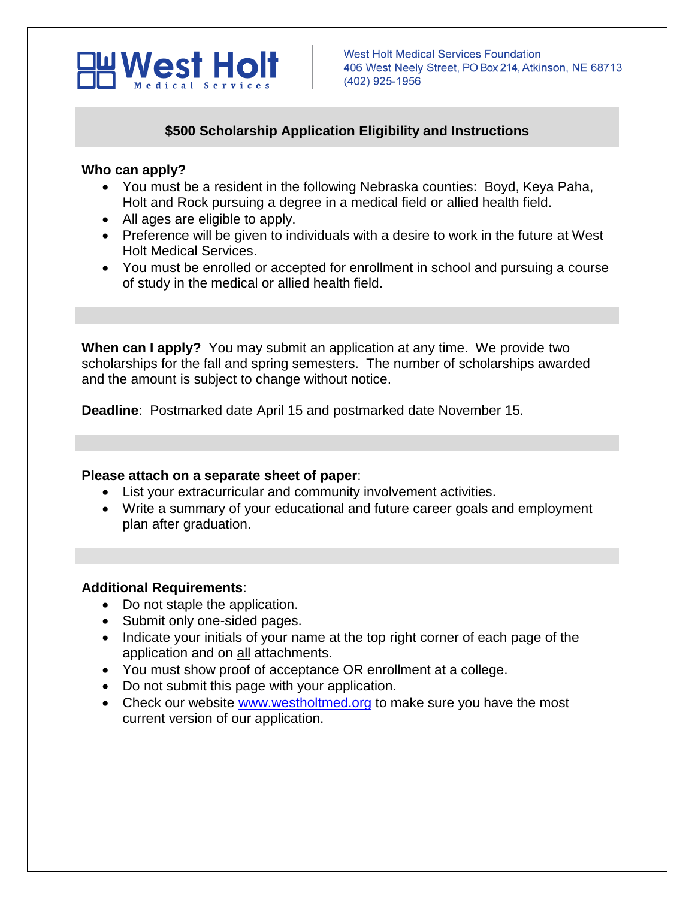**West Holt** Medical Services

West Holt Medical Services Foundation
406 West Neely Street, PO Box 214, Atkinson, NE 68713
(402) 925-1956

## $500 Scholarship Application Eligibility and Instructions

**Who can apply?**

- You must be a resident in the following Nebraska counties: Boyd, Keya Paha, Holt and Rock pursuing a degree in a medical field or allied health field.
- All ages are eligible to apply.
- Preference will be given to individuals with a desire to work in the future at West Holt Medical Services.
- You must be enrolled or accepted for enrollment in school and pursuing a course of study in the medical or allied health field.

**When can I apply?** You may submit an application at any time. We provide two scholarships for the fall and spring semesters. The number of scholarships awarded and the amount is subject to change without notice.

**Deadline**: Postmarked date April 15 and postmarked date November 15.

**Please attach on a separate sheet of paper**:

- List your extracurricular and community involvement activities.
- Write a summary of your educational and future career goals and employment plan after graduation.

**Additional Requirements**:

- Do not staple the application.
- Submit only one-sided pages.
- Indicate your initials of your name at the top right corner of each page of the application and on all attachments.
- You must show proof of acceptance OR enrollment at a college.
- Do not submit this page with your application.
- Check our website www.westholtmed.org to make sure you have the most current version of our application.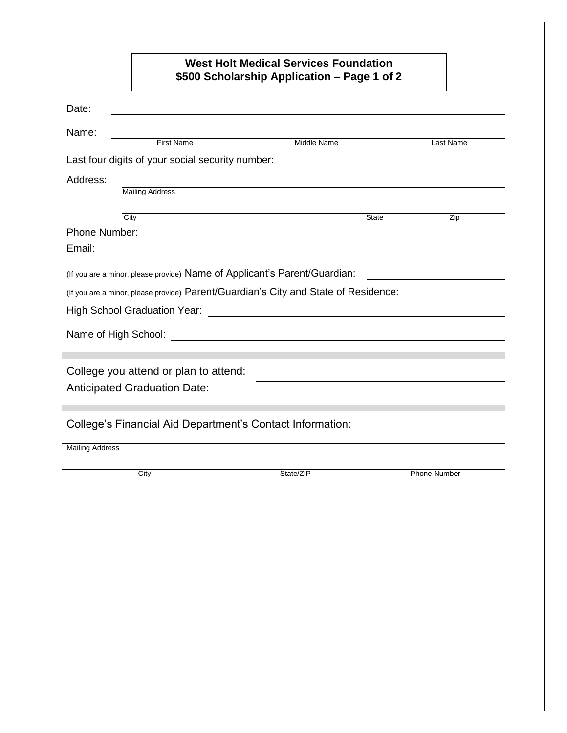## West Holt Medical Services Foundation
## $500 Scholarship Application – Page 1 of 2

Date: \_\_\_\_\_\_\_\_\_\_\_\_\_\_\_\_\_\_\_\_\_\_\_\_\_\_\_\_\_\_\_\_\_\_\_\_\_\_\_\_

Name: \_\_\_\_\_\_\_\_\_\_\_\_\_\_\_\_\_\_\_\_\_\_\_\_\_\_\_\_\_\_\_\_\_\_\_\_\_\_\_\_

First Name | Middle Name | Last Name

Last four digits of your social security number: \_\_\_\_\_\_\_\_\_\_\_\_\_\_\_\_\_\_\_\_

Address: \_\_\_\_\_\_\_\_\_\_\_\_\_\_\_\_\_\_\_\_\_\_\_\_\_\_\_\_\_\_\_\_\_\_\_\_\_\_\_\_

Mailing Address

\_\_\_\_\_\_\_\_\_\_\_\_\_\_\_\_\_\_\_\_\_\_\_\_\_\_\_\_\_\_\_\_\_\_\_\_\_\_\_\_

City | State | Zip

Phone Number: \_\_\_\_\_\_\_\_\_\_\_\_\_\_\_\_\_\_\_\_\_\_\_\_\_\_\_\_\_\_\_\_\_\_\_\_\_\_\_\_

Email: \_\_\_\_\_\_\_\_\_\_\_\_\_\_\_\_\_\_\_\_\_\_\_\_\_\_\_\_\_\_\_\_\_\_\_\_\_\_\_\_

(If you are a minor, please provide) Name of Applicant's Parent/Guardian: \_\_\_\_\_\_\_\_\_\_\_\_\_\_\_\_\_\_\_\_

(If you are a minor, please provide) Parent/Guardian's City and State of Residence: \_\_\_\_\_\_\_\_\_\_\_\_\_\_\_\_\_\_\_\_

High School Graduation Year: \_\_\_\_\_\_\_\_\_\_\_\_\_\_\_\_\_\_\_\_\_\_\_\_\_\_\_\_\_\_\_\_\_\_\_\_\_\_\_\_

Name of High School: \_\_\_\_\_\_\_\_\_\_\_\_\_\_\_\_\_\_\_\_\_\_\_\_\_\_\_\_\_\_\_\_\_\_\_\_\_\_\_\_

---

College you attend or plan to attend: \_\_\_\_\_\_\_\_\_\_\_\_\_\_\_\_\_\_\_\_\_\_\_\_\_\_\_\_\_\_\_\_\_\_\_\_\_\_\_\_

Anticipated Graduation Date: \_\_\_\_\_\_\_\_\_\_\_\_\_\_\_\_\_\_\_\_\_\_\_\_\_\_\_\_\_\_\_\_\_\_\_\_\_\_\_\_

---

College's Financial Aid Department's Contact Information:

\_\_\_\_\_\_\_\_\_\_\_\_\_\_\_\_\_\_\_\_\_\_\_\_\_\_\_\_\_\_\_\_\_\_\_\_\_\_\_\_

Mailing Address

\_\_\_\_\_\_\_\_\_\_\_\_\_\_\_\_\_\_\_\_\_\_\_\_\_\_\_\_\_\_\_\_\_\_\_\_\_\_\_\_

City | State/ZIP | Phone Number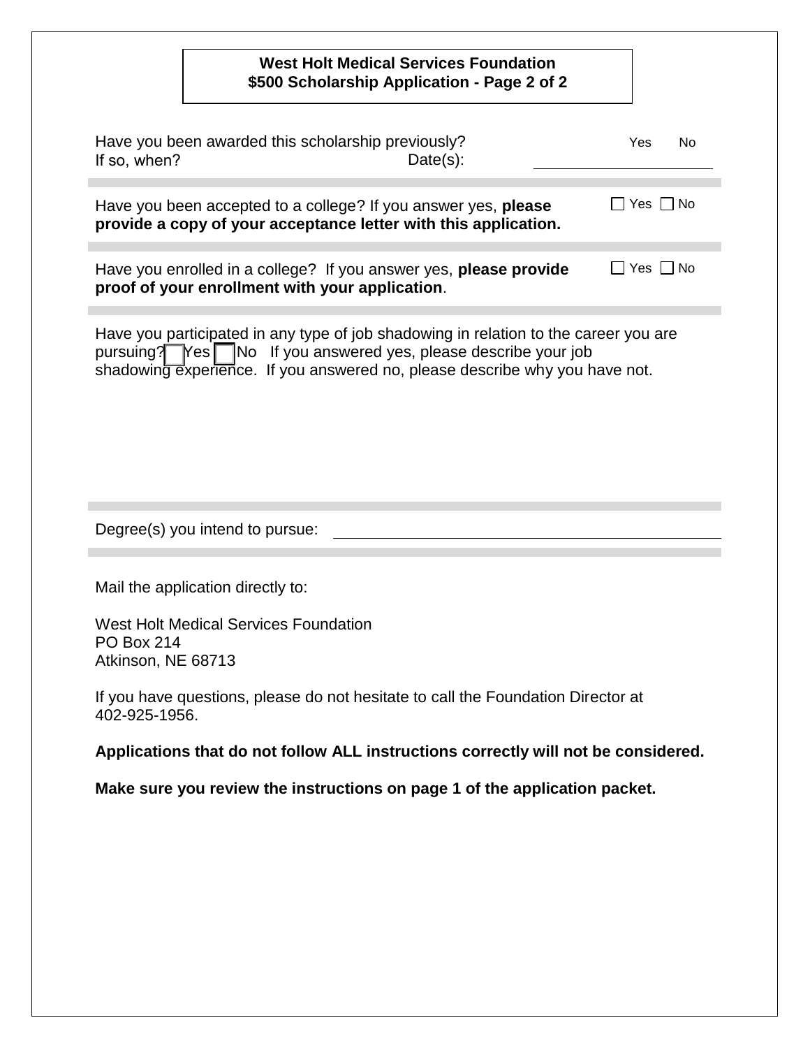**West Holt Medical Services Foundation**
**$500 Scholarship Application - Page 2 of 2**

Have you been awarded this scholarship previously? Yes No
If so, when? Date(s): ____________________

Have you been accepted to a college? If you answer yes, **please provide a copy of your acceptance letter with this application.** ☐ Yes ☐ No

Have you enrolled in a college? If you answer yes, **please provide proof of your enrollment with your application**. ☐ Yes ☐ No

Have you participated in any type of job shadowing in relation to the career you are pursuing? ☐ Yes ☐ No If you answered yes, please describe your job shadowing experience. If you answered no, please describe why you have not.

Degree(s) you intend to pursue: ____________________________________

Mail the application directly to:

West Holt Medical Services Foundation
PO Box 214
Atkinson, NE 68713

If you have questions, please do not hesitate to call the Foundation Director at 402-925-1956.

**Applications that do not follow ALL instructions correctly will not be considered.**

**Make sure you review the instructions on page 1 of the application packet.**